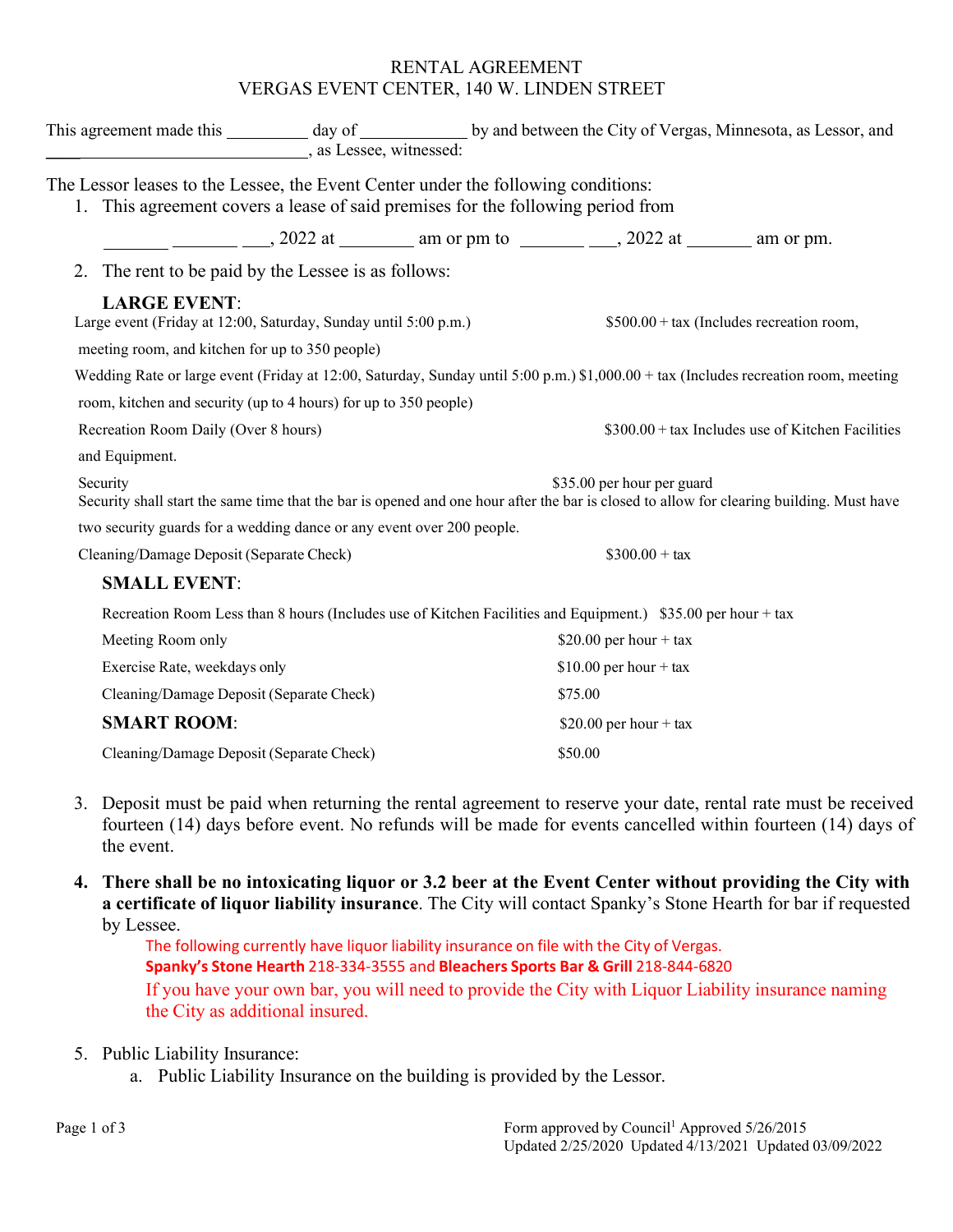# RENTAL AGREEMENT
## VERGAS EVENT CENTER, 140 W. LINDEN STREET

This agreement made this _________ day of ____________ by and between the City of Vergas, Minnesota, as Lessor, and ____________________________, as Lessee, witnessed:

The Lessor leases to the Lessee, the Event Center under the following conditions:

1. This agreement covers a lease of said premises for the following period from

   _______ _______ ___, 2022 at ________ am or pm to _______ ___, 2022 at _______ am or pm.

2. The rent to be paid by the Lessee is as follows:

   **LARGE EVENT**:

   Large event (Friday at 12:00, Saturday, Sunday until 5:00 p.m.) $500.00 + tax (Includes recreation room, meeting room, and kitchen for up to 350 people)

   Wedding Rate or large event (Friday at 12:00, Saturday, Sunday until 5:00 p.m.) $1,000.00 + tax (Includes recreation room, meeting room, kitchen and security (up to 4 hours) for up to 350 people)

   Recreation Room Daily (Over 8 hours) $300.00 + tax Includes use of Kitchen Facilities and Equipment.

   Security $35.00 per hour per guard

   Security shall start the same time that the bar is opened and one hour after the bar is closed to allow for clearing building. Must have two security guards for a wedding dance or any event over 200 people.

   Cleaning/Damage Deposit (Separate Check) $300.00 + tax

   **SMALL EVENT**:

   | | |
   |---|---|
   | Recreation Room Less than 8 hours (Includes use of Kitchen Facilities and Equipment.) | $35.00 per hour + tax |
   | Meeting Room only | $20.00 per hour + tax |
   | Exercise Rate, weekdays only | $10.00 per hour + tax |
   | Cleaning/Damage Deposit (Separate Check) | $75.00 |
   | **SMART ROOM**: | $20.00 per hour + tax |
   | Cleaning/Damage Deposit (Separate Check) | $50.00 |

3. Deposit must be paid when returning the rental agreement to reserve your date, rental rate must be received fourteen (14) days before event. No refunds will be made for events cancelled within fourteen (14) days of the event.

4. **There shall be no intoxicating liquor or 3.2 beer at the Event Center without providing the City with a certificate of liquor liability insurance**. The City will contact Spanky's Stone Hearth for bar if requested by Lessee.

   The following currently have liquor liability insurance on file with the City of Vergas.
   **Spanky's Stone Hearth** 218-334-3555 and **Bleachers Sports Bar & Grill** 218-844-6820
   If you have your own bar, you will need to provide the City with Liquor Liability insurance naming the City as additional insured.

5. Public Liability Insurance:
   a. Public Liability Insurance on the building is provided by the Lessor.

Form approved by Council[1] Approved 5/26/2015
Updated 2/25/2020 Updated 4/13/2021 Updated 03/09/2022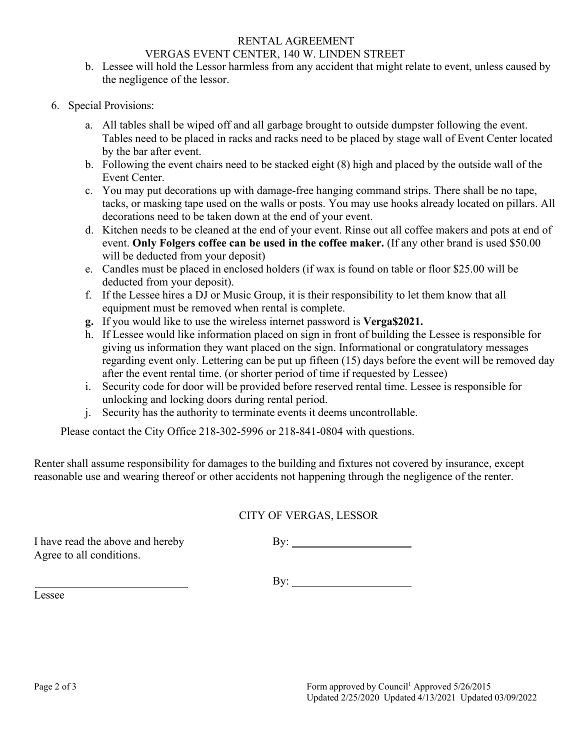# RENTAL AGREEMENT

## VERGAS EVENT CENTER, 140 W. LINDEN STREET

b. Lessee will hold the Lessor harmless from any accident that might relate to event, unless caused by the negligence of the lessor.

6. Special Provisions:

   a. All tables shall be wiped off and all garbage brought to outside dumpster following the event. Tables need to be placed in racks and racks need to be placed by stage wall of Event Center located by the bar after event.
   b. Following the event chairs need to be stacked eight (8) high and placed by the outside wall of the Event Center.
   c. You may put decorations up with damage-free hanging command strips. There shall be no tape, tacks, or masking tape used on the walls or posts. You may use hooks already located on pillars. All decorations need to be taken down at the end of your event.
   d. Kitchen needs to be cleaned at the end of your event. Rinse out all coffee makers and pots at end of event. **Only Folgers coffee can be used in the coffee maker.** (If any other brand is used $50.00 will be deducted from your deposit)
   e. Candles must be placed in enclosed holders (if wax is found on table or floor $25.00 will be deducted from your deposit).
   f. If the Lessee hires a DJ or Music Group, it is their responsibility to let them know that all equipment must be removed when rental is complete.
   **g.** If you would like to use the wireless internet password is **Verga$2021.**
   h. If Lessee would like information placed on sign in front of building the Lessee is responsible for giving us information they want placed on the sign. Informational or congratulatory messages regarding event only. Lettering can be put up fifteen (15) days before the event will be removed day after the event rental time. (or shorter period of time if requested by Lessee)
   i. Security code for door will be provided before reserved rental time. Lessee is responsible for unlocking and locking doors during rental period.
   j. Security has the authority to terminate events it deems uncontrollable.

Please contact the City Office 218-302-5996 or 218-841-0804 with questions.

Renter shall assume responsibility for damages to the building and fixtures not covered by insurance, except reasonable use and wearing thereof or other accidents not happening through the negligence of the renter.

CITY OF VERGAS, LESSOR

I have read the above and hereby Agree to all conditions.

By: \_\_\_\_\_\_\_\_\_\_\_\_\_\_\_\_\_\_\_\_

By: \_\_\_\_\_\_\_\_\_\_\_\_\_\_\_\_\_\_\_\_

\_\_\_\_\_\_\_\_\_\_\_\_\_\_\_\_\_\_\_\_\_\_\_\_

Lessee

Form approved by Council[1] Approved 5/26/2015
Updated 2/25/2020 Updated 4/13/2021 Updated 03/09/2022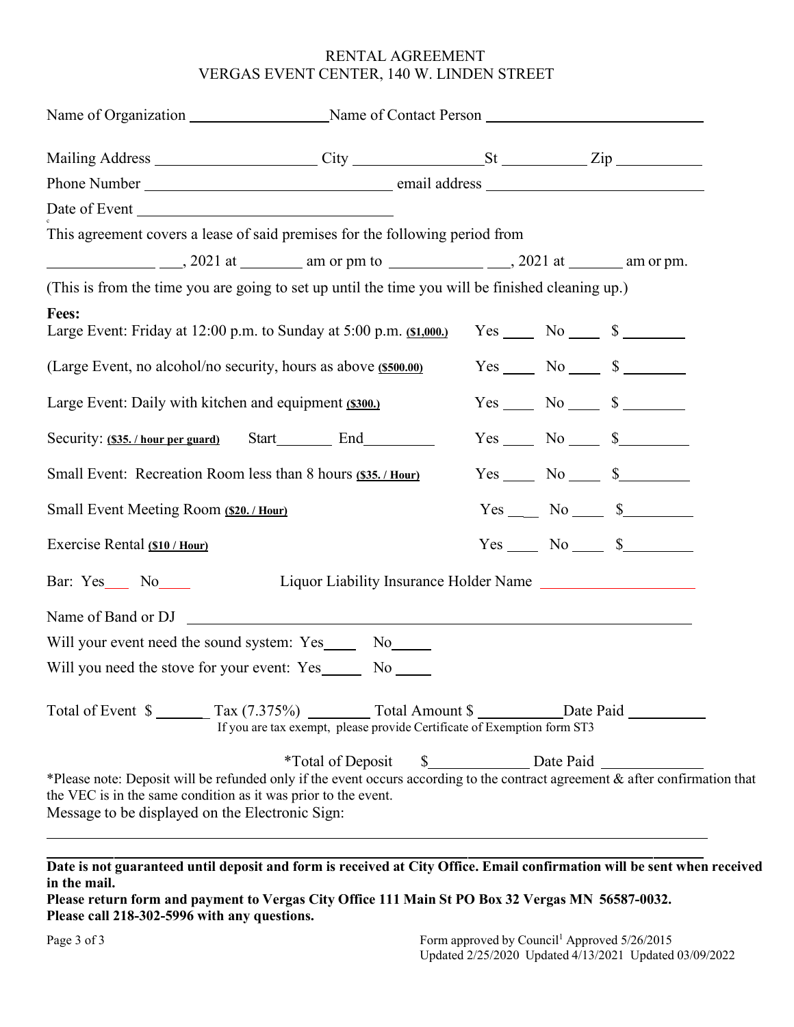# RENTAL AGREEMENT
## VERGAS EVENT CENTER, 140 W. LINDEN STREET

Name of Organization ________________ Name of Contact Person ____________________________

Mailing Address ____________________ City ________________ St __________ Zip __________

Phone Number ______________________________ email address ____________________________

Date of Event ______________________________

This agreement covers a lease of said premises for the following period from

_____________ ___, 2021 at _______ am or pm to ___________ ___, 2021 at ______ am or pm.

(This is from the time you are going to set up until the time you will be finished cleaning up.)

**Fees:**

| | | | |
|---|---|---|---|
| Large Event: Friday at 12:00 p.m. to Sunday at 5:00 p.m. **($1,000.)** | Yes ____ | No ____ | $ ________ |
| (Large Event, no alcohol/no security, hours as above **($500.00)** | Yes ____ | No ____ | $ ________ |
| Large Event: Daily with kitchen and equipment **($300.)** | Yes ____ | No ____ | $ ________ |
| Security: **($35. / hour per guard)** Start_______ End________ | Yes ____ | No ____ | $ ________ |
| Small Event: Recreation Room less than 8 hours **($35. / Hour)** | Yes ____ | No ____ | $ ________ |
| Small Event Meeting Room **($20. / Hour)** | Yes ____ | No ____ | $ ________ |
| Exercise Rental **($10 / Hour)** | Yes ____ | No ____ | $ ________ |

Bar: Yes___ No____ Liquor Liability Insurance Holder Name ____________________

Name of Band or DJ ____________________________________________________________

Will your event need the sound system: Yes____ No_____

Will you need the stove for your event: Yes_____ No _____

Total of Event $ ______ Tax (7.375%) ________ Total Amount $ __________ Date Paid __________

If you are tax exempt, please provide Certificate of Exemption form ST3

*Total of Deposit $____________ Date Paid ____________

*Please note: Deposit will be refunded only if the event occurs according to the contract agreement & after confirmation that the VEC is in the same condition as it was prior to the event.

Message to be displayed on the Electronic Sign:

______________________________________________________________________________

______________________________________________________________________________

**Date is not guaranteed until deposit and form is received at City Office. Email confirmation will be sent when received in the mail.**

**Please return form and payment to Vergas City Office 111 Main St PO Box 32 Vergas MN 56587-0032.**

**Please call 218-302-5996 with any questions.**

Form approved by Council[1] Approved 5/26/2015
Updated 2/25/2020 Updated 4/13/2021 Updated 03/09/2022